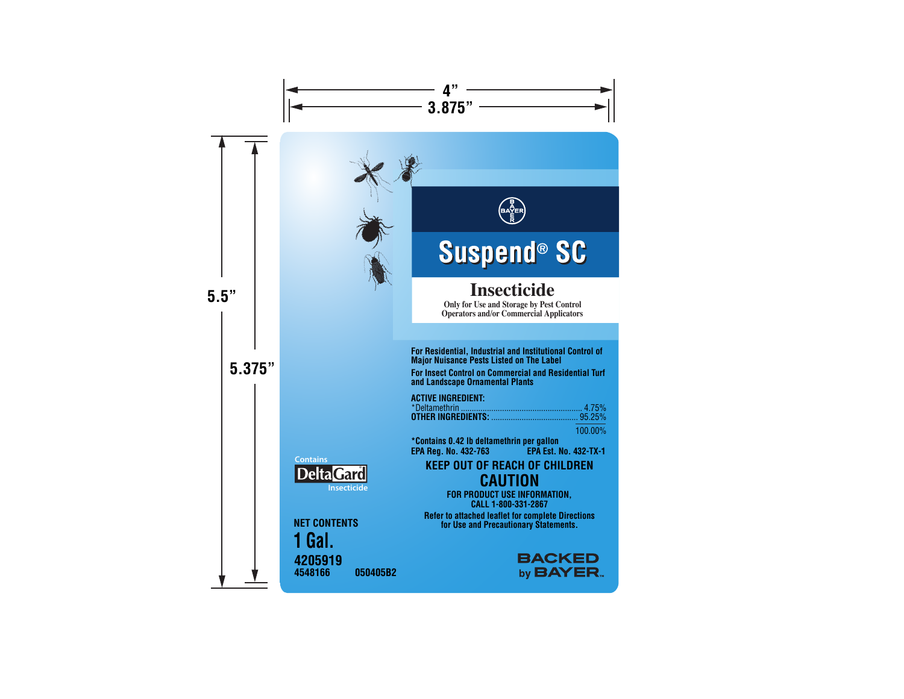4"
3.875"

5.5"
5.375"

BAYER

# Suspend® SC

## Insecticide

Only for Use and Storage by Pest Control Operators and/or Commercial Applicators

**For Residential, Industrial and Institutional Control of Major Nuisance Pests Listed on The Label**

**For Insect Control on Commercial and Residential Turf and Landscape Ornamental Plants**

**ACTIVE INGREDIENT:**

| | |
|---|---|
| *Deltamethrin | 4.75% |
| **OTHER INGREDIENTS:** | 95.25% |
| | 100.00% |

**\*Contains 0.42 lb deltamethrin per gallon**

**EPA Reg. No. 432-763** **EPA Est. No. 432-TX-1**

**KEEP OUT OF REACH OF CHILDREN**

## CAUTION

**FOR PRODUCT USE INFORMATION, CALL 1-800-331-2867**

**Refer to attached leaflet for complete Directions for Use and Precautionary Statements.**

Contains DeltaGard® Insecticide

**NET CONTENTS**

**1 Gal.**

**4205919**

**4548166** **050405B2**

BACKED by BAYER™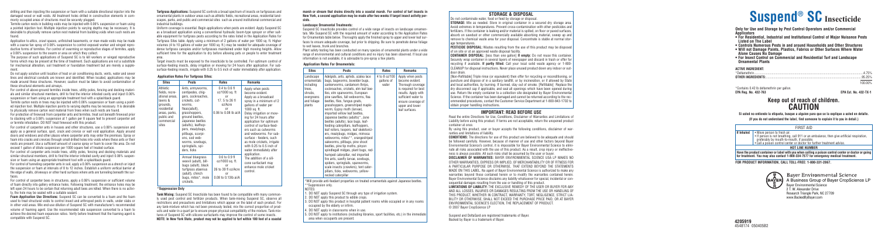drilling and then injecting the suspension or foam with a suitable directional injector into the damaged wood or wall voids. All treatment holes drilled in construction elements in commonly occupied areas of structures must be securely plugged.

Termite carton nests in building voids may be injected with 0.06% suspension or foam using a pointed injection tool. Multiple injection points to varying depths may be necessary. It is desirable to physically remove carton nest material from building voids when such nests are found.

Application to attics, crawl spaces, unfinished basements, or man-made voids may be made with a coarse fan spray of 0.06% suspension to control exposed worker and winged reproductive forms of termites. For control of swarming or reproductive stages of termites, apply a 0.06% suspension to the swarm or area on which they collect.

The purpose of such applications of Suspend SC is to kill workers or winged reproductive forms which may be present at the time of treatment. Such applications are not a substitute for mechanical alteration, soil treatment or foundation treatment but are merely a supplement.

Do not apply solution until location of heat or air conditioning ducts, vents, water and sewer lines and electrical conduits are known and identified. When located, applications may be made around these structures. However, caution must be taken to avoid contamination of these structural elements and airways.

For control of above-ground termites inside trees, utility poles, fencing and decking materials and similar structural members, drill to find the interior infested cavity and inject 0.06% suspension or foam using an appropriate treatment tool with a splashback guard.

Termite carton nests in trees may be injected with 0.06% suspension or foam using a pointed injection tool. Multiple injection points to varying depths may be necessary. It is desirable to physically remove carton nest material from trees when such nests are found.

For protection of firewood from carpenter ants and termites, treat soil beneath firewood prior to stacking with a 0.06% suspension at 1 gallon per 8 square feet to prevent carpenter ant or termite infestation. DO NOT treat firewood with this product.

For control of carpenter ants in houses and other structures, use a 0.06% suspension and apply as a general surface, spot, crack and crevice or wall void application. Apply around doors and windows and other places where carpenter ants may enter the premises. Spray or foam into cracks and crevices through small drilled holes into voids where these ants or their nests are present. Use a sufficient amount of coarse spray or foam to cover the area. Do not exceed 1 gallon of dilute suspension per 1000 square feet of treated surface.

For control of carpenter ants inside trees, utility poles, fencing and decking materials and similar structural members, drill to find the interior infested cavity and inject 0.06% suspension or foam using an appropriate treatment tool with a splashback guard.

For control of tunneling carpenter ants in soil, apply a 0.06% suspension as a drench or inject the suspension or foam at intervals of 8 to 12 inches. Establish a uniform vertical barrier at the edge of walls, driveways or other hard surfaces where ants are tunneling beneath the surfaces.

For control of carpenter bees in structures, apply a 0.06% suspension or sufficient volume of foam directly into gallery entrance holes. Following treatment, the entrance holes may be left open 24 hours to be certain that returning adult bees are killed. When there is no activity, the hole may be sealed with a suitable sealant.

**Foam Application Use Directions:** Suspend SC can be converted to a foam and the foam used to treat structural voids to control insect and arthropod pests in walls, under slabs or in other void areas. Mix and use dilution of Suspend SC with manufacturer's recommended volume of foaming agent. Use the recommended rate suspension converted to a foam to achieve the desired foam expansion ratios. Verify before treatment that the foaming agent is compatible with Suspend SC.

**Turfgrass Applications:** Suspend SC controls a broad spectrum of insects on turfgrasses and ornamental plants in outdoor areas such as athletic fields, recreational areas, residential landscapes, parks, and public and commercial sites such as around institutional commercial and industrial buildings.

Uniform coverage is essential. Begin applications when pests are evident. Apply Suspend SC as a broadcast application using a conventional hydraulic boom-type sprayer or other suitable equipment for turfgrass pests according to the rates listed in the Application Rates for Turfgrass Sites table. Apply using a minimum of 2 gallons of water per 1000 sq. ft. Higher volumes (4 to 10 gallons of water per 1000 sq. ft.) may be needed for adequate coverage of dense turfgrass canopies and/or turfgrasses maintained under high mowing heights. Allow sufficient time for the application to dry before allowing pets or people to enter treatment area.

Target insects must be exposed to the insecticide to be controlled. For optimum control of surface-feeding insects, delay irrigation or mowing for 24 hours after application. For subsurface-feeding insects, irrigate with 0.25 to 0.5 inch of water immediately after application.

**Application Rates For Turfgrass Sites:**

| Sites | Pests | Rates | Remarks |
|---|---|---|---|
| Athletic fields, recreational areas, lawns & grounds, residential areas, parks, public and commercial sites | Ants, armyworms, centipedes, chiggers, cockroaches, crickets, cutworms, fleas(adult), grasshoppers, ground beetles, Japanese beetles (adults), leafhoppers, mealybugs, pillbugs, scorpions, sod webworms, sowbugs, springtails, spiders, ticks | 0.4 to 0.6 fl oz/1000 sq. ft or 17.5 to 26 fl oz/Acre or 0.08 to 0.08 lb ai/A | Apply when pests become evident. Apply as a broadcast spray in a minimum of 2 gallons of water per 1000 sq. ft. Delay irrigation or mowing for 24 hours after application for optimum control of surface-feeders such as cutworms and webworms. For subsurface - feeders, such as mole crickets, irrigate with 0.25 to 0.5 inch of water immediately after application. The addition of a silicone surfactant may enhance mole cricket control. |
| | Annual bluegrass weevil (adult), billbugs (adult), black turfgrass ataenius (adult), chinch bugs, mites*, mole crickets. | 0.6 to 0.9 fl oz/1000 sq. ft. or 26 to 39 fl oz/Acre or 0.08 to 0.13lb ai/A | |

*Suppression Only

**Tank Mixing:** Suspend SC Insecticide has been found to be compatible with many commonly used pest control and fertilizer products. When tank-mixing Suspend SC, observe all restrictions and precautions and limitations which appear on the label of each product. For any tank-mixture which has not been previously tested, mix the correct proportion of products and water in a quart jar to ensure proper physical compatibility of the mixture. Tank mixtures of Suspend SC with silicone surfactants may improve the control of some insects.

**NOTE: In New York State, product may not be applied to turf within 100 feet of a coastal marsh or stream that drains directly into a coastal marsh. For control of turf insects in New York, a second application may be made after two weeks if target insect activity persists.**

**Landscape Ornamental Treatments:**

Suspend SC Insecticide provides control of a wide range of insects on landscape ornamentals. Mix Suspend SC with the required amount of water according to the Application Rates for Ornamentals table below. Thoroughly apply the finished spray to upper and lower leaf surfaces to ensure adequate coverage, but prior to dripping. Be sure to penetrate dense foliage to wet leaves, trunk and branches.

Plant safety testing has been conducted on many species of ornamental plants under a wide range of environmental and cultural conditions and no injury has been observed. If local use information is not available, it is advisable to pre-spray a few plants.

**Application Rates For Ornamentals:**

| Sites | Pests | Rates | Remarks |
|---|---|---|---|
| Landscape ornamentals including trees, shrubs, evergreens and foliage plants | Adelgids, ants, aphids, azalea lace bugs, bagworms, boxelder bugs, cankerworms, cardamom thrips, cockroaches, crickets, elm leaf beetles, elm spanworms, European pine sawflies, fall webworms, flea beetles, flies, fungus gnats, grasshoppers, greenstriped mapleworm, Gypsy moth (larvae), imported willow leaf beetles, Japanese beetles (adults)*, June beetles (adults), lace bugs, leaf-feeding caterpillars, leafhoppers, leaf rollers, loopers, leaf skeletonizers, mealybugs, midges, mimosa webworms, mites**, mosquitoes, oakworms, pillbugs, pine shoot beetles, pine tip moths, pinyon spindlegall midges, plant bugs, redhumped caterpillar, red imported fire ants, sawfly larvae, sowbugs, spiders, springtails, spanworms, scale insects (crawlers), tent caterpillars, ticks, webworms, yellow-necked caterpillar | 4 to 8 oz/100 gallons of water | Apply when pests become evident. Thorough coverage is required for best results. Apply with sufficient water to ensure coverage of upper and lower leaf surfaces. |

*Will provide anti-feedant properties on treated ornamentals against Japanese beetles.
**Suppression only.

NOTES:

1. DO NOT apply Suspend SC through any type of irrigation system.
2. DO NOT apply this product to edible crops.
3. DO NOT apply this product in hospital patient rooms while occupied or in any rooms occupied by the elderly or infirm.
4. DO NOT apply in classrooms when in use.
5. DO NOT apply to institutions (including libraries, sport facilities, etc.) in the immediate area when occupants are present.

## STORAGE & DISPOSAL

Do not contaminate water, food or feed by storage or disposal.

**STORAGE:** Mix as needed. Store in original container in a secured dry storage area. Avoid extremes in temperatures. Prevent cross-contamination with other pesticides and fertilizers. If the container is leaking and/or material is spilled, on floor or paved surfaces, absorb on sawdust or other commercially available absorbing material, sweep up and remove to chemical waste area for proper disposal. Concentrate is stable at normal storage temperatures.

**PESTICIDE DISPOSAL:** Wastes resulting from the use of this product may be disposed of on site or at an approved waste disposal facility.

**CONTAINER DISPOSAL:** [less than one gallon] **If empty:** Do not reuse this container. Securely wrap container in several layers of newspaper and discard in trash or offer for recycling if available. **If partly filled:** Call your local solid waste agency or 1-800-CLEANUP for disposal instructions. Never place unused product down any indoor or outdoor drain.

[Non-Refillable] Triple rinse (or equivalent) then offer for recycling or reconditioning, or puncture and dispose of in a sanitary landfill, or by incineration, or if allowed by State and local authorities, by burning. If burned, stay out of smoke. [Refillable] Replace the dry disconnect cap if applicable, and seal all openings which have been opened during use. Return the empty container to a collection site designated by Bayer Environmental Science. If the container has been damaged and cannot be returned according to the recommended procedures, contact the Customer Service Department at 1-800-843-1702 to obtain proper handling instructions.

## IMPORTANT: READ BEFORE USE

Read the entire Directions for Use, Conditions, Disclaimer of Warranties and Limitations of Liability before using this product. If terms are not acceptable, return the unopened product container at once.

By using this product, user or buyer accepts the following conditions, disclaimer of warranties and limitations of liability.

**CONDITIONS:** The directions for use of this product are believed to be adequate and should be followed carefully. However, because of manner of use and other factors beyond Bayer Environmental Science's control, it is impossible for Bayer Environmental Science to eliminate all risks associated with the use of this product. As a result, crop injury or ineffectiveness is always possible. All such risks shall be assumed by the user or buyer.

**DISCLAIMER OF WARRANTIES:** BAYER ENVIRONMENTAL SCIENCE USA LP MAKES NO OTHER WARRANTIES, EXPRESS OR IMPLIED, OF MERCHANTABILITY OR OF FITNESS FOR A PARTICULAR PURPOSE OR OTHERWISE, THAT EXTEND BEYOND THE STATEMENTS MADE ON THIS LABEL. No agent of Bayer Environmental Science is authorized to make any warranties beyond those contained herein or to modify the warranties contained herein. Bayer Environmental Science disclaims any liability whatsoever for special, incidental or consequential damages resulting from the use or handling of this product.

**LIMITATIONS OF LIABILITY:** THE EXCLUSIVE REMEDY OF THE USER OR BUYER FOR ANY AND ALL LOSSES, INJURIES OR DAMAGES RESULTING FROM THE USE OR HANDLING OF THIS PRODUCT, WHETHER IN CONTRACT, WARRANTY, TORT, NEGLIGENCE, STRICT LIABILITY OR OTHERWISE, SHALL NOT EXCEED THE PURCHASE PRICE PAID, OR AT BAYER ENVIRONMENTAL SCIENCE'S ELECTION, THE REPLACEMENT OF PRODUCT.

© 2007 Bayer CropScience LP

Suspend and DeltaGard are registered trademarks of Bayer.
Backed by Bayer is a trademark of Bayer.

# Suspend® SC Insecticide

**Only for Use and Storage by Pest Control Operators and/or Commercial Applicators**

- **For Residential, Industrial and Institutional Control of Major Nuisance Pests Listed on The Label**
- **Controls Numerous Pests in and around Households and Other Structures**
- **Will not Damage Paints, Plastics, Fabrics or Other Surfaces Where Water Alone Causes No Damage**
- **For Insect Control on Commercial and Residential Turf and Landscape Ornamental Plants**

**ACTIVE INGREDIENT:**
*Deltamethrin ............................................ 4.75%
**OTHER INGREDIENTS:** ................................ 95.25%
100.00%

*Contains 0.42 lb deltamethrin per gallon.
**EPA Reg. No. 432-763** **EPA Est. No. 432-TX-1**

# Keep out of reach of children.
# CAUTION

**Si usted no entiende la etiqueta, busque a alguien para que se la explique a usted en detalle.**
**(If you do not understand the label, find someone to explain it to you in detail.)**

| FIRST AID | |
|---|---|
| **If inhaled** | • Move person to fresh air. • If person is not breathing, call 911 or an ambulance, then give artificial respiration, preferably by mouth-to-mouth, if possible. • Call a poison control center or doctor for further treatment advice. |
| **HOT LINE NUMBER** | |
| **Have the product container or label with you when calling a poison control center or doctor or going for treatment. You may also contact 1-800-334-7577 for emergency medical treatment.** | |

**FOR PRODUCT INFORMATION, CALL TOLL-FREE: 1-800-331-2867.**

Bayer Environmental Science
A Business Group of Bayer CropScience LP
Bayer Environmental Science
2 T. W. Alexander Drive
Research Triangle Park, NC 27709
www.BackedbyBayer.com

4205919
4548174 05040582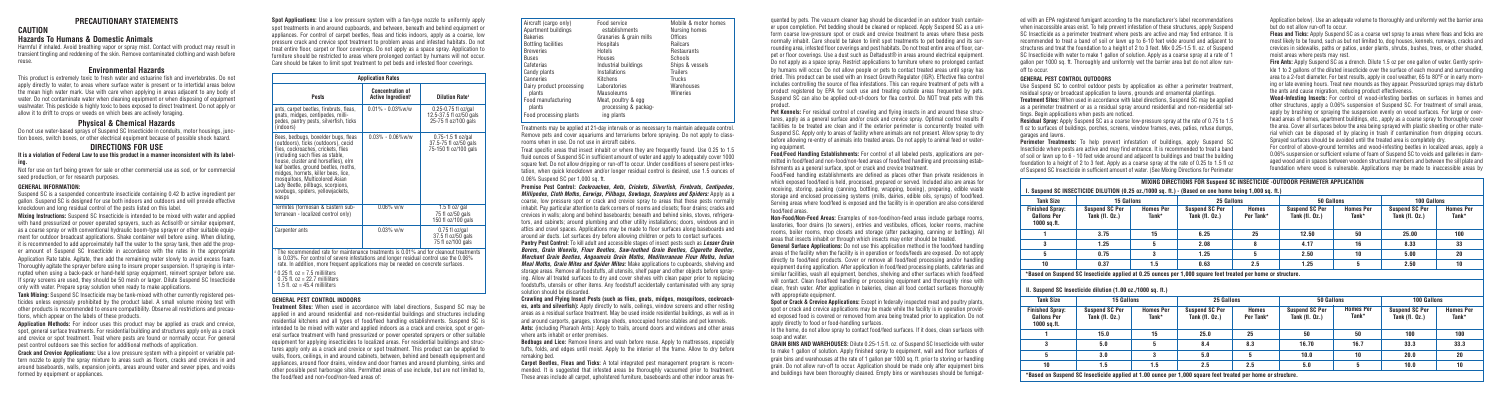# PRECAUTIONARY STATEMENTS

## CAUTION

### Hazards To Humans & Domestic Animals

Harmful if inhaled. Avoid breathing vapor or spray mist. Contact with product may result in transient tingling and reddening of the skin. Remove contaminated clothing and wash before reuse.

### Environmental Hazards

This product is extremely toxic to fresh water and estuarine fish and invertebrates. Do not apply directly to water, to areas where surface water is present or to intertidal areas below the mean high water mark. Use with care when applying in areas adjacent to any body of water. Do not contaminate water when cleaning equipment or when disposing of equipment washwater. This pesticide is highly toxic to bees exposed to direct treatment. Do not apply or allow it to drift to crops or weeds on which bees are actively foraging.

### Physical & Chemical Hazards

Do not use water-based sprays of Suspend SC Insecticide in conduits, motor housings, junction boxes, switch boxes, or other electrical equipment because of possible shock hazard.

## DIRECTIONS FOR USE

**It is a violation of Federal Law to use this product in a manner inconsistent with its labeling.**

Not for use on turf being grown for sale or other commercial use as sod, or for commercial seed production, or for research purposes.

**GENERAL INFORMATION:**

Suspend SC is a suspended concentrate insecticide containing 0.42 lb active ingredient per gallon. Suspend SC is designed for use both indoors and outdoors and will provide effective knockdown and long residual control of the pests listed on this label.

**Mixing Instructions:** Suspend SC Insecticide is intended to be mixed with water and applied with hand pressurized or power operated sprayers, such as Actisol® or similar equipment, as a coarse spray or with conventional hydraulic boom-type sprayer or other suitable equipment for outdoor broadcast applications. Shake container well before using. When diluting, it is recommended to add approximately half the water to the spray tank, then add the proper amount of Suspend SC Insecticide in accordance with the rates in the appropriate Application Rate table. Agitate, then add the remaining water slowly to avoid excess foam. Thoroughly agitate the sprayer before using to insure proper suspension. If spraying is interrupted when using a back-pack or hand-held spray equipment, reinvert sprayer before use. If spray screens are used, they should be 50 mesh or larger. Dilute Suspend SC Insecticide only with water. Prepare spray solution when ready to make applications.

**Tank Mixing:** Suspend SC Insecticide may be tank-mixed with other currently registered pesticides unless expressly prohibited by the product label. A small volume mixing test with other products is recommended to ensure compatibility. Observe all restrictions and precautions, which appear on the labels of these products.

**Application Methods:** For indoor uses this product may be applied as crack and crevice, spot and surface treatments. For residential building and structures apply only as a crack and crevice or spot treatment. Treat where pests are found or normally occur. For general pest control outdoors see this section for additional methods of applications.

**Crack and Crevice Applications:** Use a low pressure system with a pinpoint or variable pattern nozzle to apply the spray mixture to areas such as floors, cracks and crevices in and around baseboards, walls, expansion joints, areas around water and sewer pipes, and voids formed by equipment or appliances.

**Spot Applications:** Use a low pressure system with a fan-type nozzle to uniformly apply spot treatments in and around cupboards, and between, beneath and behind equipment or appliances. For control of carpet beetles, fleas and ticks indoors, apply as a coarse, low pressure crack and crevice spot treatment to problem areas and infested furniture. Do not treat entire floor, carpet or floor coverings. Do not apply as a space spray. Application to furniture should be restricted to areas where prolonged contact by humans will not occur. Care should be taken to test spot treatment to pet beds and infested floor coverings.

| Application Rates | | |
|---|---|---|
| **Pests** | **Concentration of Active Ingredient¹** | **Dilution Rate²** |
| ants, carpet beetles, firebrats, fleas, gnats, midges, centipedes, millipedes, pantry pests, silverfish, ticks (indoors) | 0.01% - 0.03% w/w | 0.25-0.75 fl oz/gal; 12.5-37.5 fl oz/50 gals; 25-75 fl oz/100 gals |
| Bees, bedbugs, boxelder bugs, fleas (outdoors), ticks (outdoors), cecid flies, cockroaches, crickets, flies (including such flies as stable, house, cluster and horseflies), elm leaf beetles, ground beetles, moths, midges, hornets, killer bees, lice, mosquitoes, Multicolored Asian Lady Beetle, pillbugs, scorpions, sowbugs, spiders, yellowjackets, wasps | 0.03% - 0.06% w/w | 0.75-1.5 fl oz/gal; 37.5-75 fl oz/50 gals; 75-150 fl oz/100 gals |
| Termites (formosan & eastern subterranean - localized control only) | 0.06% w/w | 1.5 fl oz/gal; 75 fl oz/50 gals; 150 fl oz/100 gals |
| Carpenter ants | 0.03% w/w | 0.75 fl oz/gal; 37.5 fl oz/50 gals; 75 fl oz/100 gals |

¹ The recommended rate for maintenance treatments is 0.01% and for heavy infestations is 0.03%. For control of severe infestations and longer residual control use the 0.06% rate. In addition, more frequent applications may be needed on concrete surfaces.

² 0.25 fl. oz = 7.5 milliliters; 0.75 fl. oz = 22.7 milliliters; 1.5 fl. oz = 45.4 milliliters

**GENERAL PEST CONTROL INDOORS**

**Treatment Sites:** When used in accordance with label directions, Suspend SC may be applied in and around residential and non-residential buildings and structures including residential kitchens and all types of food/feed handling establishments. Suspend SC is intended to be mixed with water and applied indoors as a crack and crevice, spot or general surface treatment with hand pressurized or power operated sprayers or other suitable equipment for applying insecticides to localized areas. For residential buildings and structures apply only as a crack and crevice or spot treatment. This product can be applied to walls, floors, ceilings, in and around cabinets, between, behind and beneath equipment and appliances, around floor drains, window and door frames and around plumbing, sinks and other possible pest harborage sites. Permitted areas of use include, but are not limited to, the food/feed and non-food/non-feed areas of:

Aircraft (cargo only), Apartment buildings, Bakeries, Bottling facilities, Breweries, Buses, Cafeterias, Candy plants, Canneries, Dairy product processing plants, Food manufacturing plants, Food processing plants, Food service establishments, Granaries & grain mills, Hospitals, Hotels, Houses, Industrial buildings, Installations, Kitchens, Laboratories, Mausoleums, Meat, poultry & egg processing & packing plants, Mobile & motor homes, Nursing homes, Offices, Railcars, Restaurants, Schools, Ships & vessels, Trailers, Trucks, Warehouses, Wineries

Treatments may be applied at 21-day intervals or as necessary to maintain adequate control. Remove pets and cover aquariums and terrariums before spraying. Do not apply to classrooms when in use. Do not use in aircraft cabins.

Treat specific areas that insect inhabit or where they are frequently found. Use 0.25 to 1.5 fluid ounces of Suspend SC in sufficient amount of water and apply to adequately cover 1000 square feet. Do not allow dripping or run-off to occur. Under conditions of severe pest infestation, when quick knockdown and/or longer residual control is desired, use 1.5 ounces of 0.06% Suspend SC per 1,000 sq. ft.

**Premise Pest Control: *Cockroaches, Ants, Crickets, Silverfish, Firebrats, Centipedes, Millipedes, Cloth Moths, Earwigs, Pillbugs, Sowbugs, Scorpions and Spiders:*** Apply as a coarse, low pressure spot or crack and crevice spray to areas that these pests normally inhabit. Pay particular attention to dark corners of rooms and closets; floor drains; cracks and crevices in walls; along and behind baseboards; beneath and behind sinks, stoves, refrigerators, and cabinets; around plumbing and other utility installations; doors, windows and in attics and crawl spaces. Applications may be made to floor surfaces along baseboards and around air ducts. Let surfaces dry before allowing children or pets to contact surfaces.

**Pantry Pest Control:** To kill adult and accessible stages of insect pests such as *Lesser Grain Borers, Grain Weevils, Flour Beetles, Saw-toothed Grain Beetles, Cigarette Beetles, Merchant Grain Beetles, Angoumois Grain Moths, Mediterranean Flour Moths, Indian Meal Moths, Grain Mites and Spider Mites:* Make applications to cupboards, shelving and storage areas. Remove all foodstuffs, all utensils, shelf paper and other objects before spraying. Allow all treated surfaces to dry and cover shelves with clean paper prior to replacing foodstuffs, utensils or other items. Any foodstuff accidentally contaminated with any spray solution should be discarded.

**Crawling and Flying Insect Pests (such as flies, gnats, midges, mosquitoes, cockroaches, ants and silverfish):** Apply directly to walls, ceilings, window screens and other resting areas as a residual surface treatment. May be used inside residential buildings, as well as in and around carports, garages, storage sheds, unoccupied horse stables and pet kennels.

**Ants:** (including Pharaoh Ants): Apply to trails, around doors and windows and other areas where ants inhabit or enter premises.

**Bedbugs and Lice:** Remove linens and wash before reuse. Apply to mattresses, especially tufts, folds, and edges until moist. Apply to the interior of the frame. Allow to dry before remaking bed.

**Carpet Beetles, Fleas and Ticks:** A total integrated pest management program is recommended. It is suggested that infested areas be thoroughly vacuumed prior to treatment. These areas include all carpet, upholstered furniture, baseboards and other indoor areas frequented by pets. The vacuum cleaner bag should be discarded in an outdoor trash container upon completion. Pet bedding should be cleaned or replaced. Apply Suspend SC as a uniform coarse low-pressure spot or crack and crevice treatment to areas where these pests normally inhabit. Care should be taken to limit spot treatments to pet bedding and its surrounding area, infested floor coverings and pest habitats. Do not treat entire floor areas, carpet or floor coverings. Use a dust such as Deltadust® in areas around electrical equipment. Do not apply as a space spray. Restrict applications to furniture where no prolonged contact by humans will occur. Do not allow people or pets to contact treated areas until spray has dried. This product can be used with an Insect Growth Regulator (IGR). Effective flea control includes controlling the source of flea infestations. This can require treatment of pets with a product registered by EPA for such use and treating outside areas frequented by pets. Suspend SC can also be applied out-of-doors for flea control. Do NOT treat pets with this product.

**Pet Kennels:** For residual control of crawling and flying insects in and around these structures, apply as a general surface and/or crack and crevice spray. Optimal control results if facilities to be treated are clean and if the exterior perimeter is concurrently treated with Suspend SC. Apply only to areas of facility where animals are not present. Allow spray to dry before allowing re-entry of animals into treated areas. Do not apply to animal feed or watering equipment.

**Food/Feed Handling Establishments:** For control of all labeled pests, applications are permitted in food/feed and non-food/non-feed areas of food/feed handling and processing establishments as a general surface, spot or crack and crevice treatment.

Food/feed handling establishments are defined as places other than private residences in which exposed food/feed is held, processed, prepared or served. Included also are areas for receiving, storing, packing (canning, bottling, wrapping, boxing), preparing, edible waste storage and enclosed processing systems (mills, dairies, edible oils, syrups) of food/feed. Serving areas where food/feed is exposed and the facility is in operation are also considered food/feed areas.

**Non-Food/Non-Feed Areas:** Examples of non-food/non-feed areas include garbage rooms, lavatories, floor drains (to sewers), entries and vestibules, offices, locker rooms, machine rooms, boiler rooms, mop closets and storage (after packaging, canning or bottling). All areas that insects inhabit or through which insects may enter should be treated.

**General Surface Applications:** Do not use this application method in the food/feed handling areas of the facility when the facility is in operation or foods/feeds are exposed. Do not apply directly to food/feed products. Cover or remove all food/feed processing and/or handling equipment during application. After application in food/feed processing plants, cafeterias and similar facilities, wash all equipment, benches, shelving and other surfaces which food/feed will contact. Clean food/feed handling or processing equipment and thoroughly rinse with clean, fresh water. After application in bakeries, clean all food contact surfaces thoroughly with appropriate equipment.

**Spot or Crack & Crevice Applications:** Except in federally inspected meat and poultry plants, spot or crack and crevice applications may be made while the facility is in operation provided exposed food is covered or removed from area being treated prior to application. Do not apply directly to food or food-handling surfaces.

In the home, do not allow spray to contact food/feed surfaces. If it does, clean surfaces with soap and water.

**GRAIN BINS AND WAREHOUSES:** Dilute 0.25-1.5 fl. oz. of Suspend SC Insecticide with water to make 1 gallon of solution. Apply finished spray to equipment, wall and floor surfaces of grain bins and warehouses at the rate of 1 gallon per 1000 sq. ft. prior to storing or handling grain. Do not allow run-off to occur. Application should be made only after equipment bins and buildings have been thoroughly cleaned. Empty bins or warehouses should be fumigated with an EPA registered fumigant according to the manufacturer's label recommendations when inaccessible areas exist. To help prevent infestation of these structures, apply Suspend SC Insecticide as a perimeter treatment where pests are active and may find entrance. It is recommended to treat a band of soil or lawn up to 6-10 feet wide around and adjacent to structures and treat the foundation to a height of 2 to 3 feet. Mix 0.25-1.5 fl. oz. of Suspend SC Insecticide with water to make 1 gallon of solution. Apply as a coarse spray at a rate of 1 gallon per 1000 sq. ft. Thoroughly and uniformly wet the barrier area but do not allow runoff to occur.

**GENERAL PEST CONTROL OUTDOORS**

Use Suspend SC to control outdoor pests by application as either a perimeter treatment, residual spray or broadcast application to lawns, grounds and ornamental plantings.

**Treatment Sites:** When used in accordance with label directions, Suspend SC may be applied as a perimeter treatment or as a residual spray around residential and non-residential settings. Reentry applications when pests are noticed.

**Residual Spray:** Apply Suspend SC as a coarse low-pressure spray at the rate of 0.75 to 1.5 fl oz to surfaces of buildings, porches, screens, window frames, eves, patios, refuse dumps, garages and lawns.

**Perimeter Treatments:** To help prevent infestation of buildings, apply Suspend SC Insecticide where pests are active and may find entrance. It is recommended to treat a band of soil or lawn up to 6 - 10 feet wide around and adjacent to buildings and treat the building foundation to a height of 2 to 3 feet. Apply as a coarse spray at the rate of 0.25 to 1.5 fl oz of Suspend SC Insecticide in sufficient amount of water. (See Mixing Directions for Perimeter Application below). Use an adequate volume to thoroughly and uniformly wet the barrier area but do not allow run-off to occur.

**Fleas and Ticks:** Apply Suspend SC as a coarse wet spray to areas where fleas and ticks are recommended to be treated, such as but not limited to, dog houses, kennels, runways, cracks and crevices in sidewalks, patio or patios, under plants, shrubs, bushes, trees, or other shaded, moist areas where pests may rest.

**Fire Ants:** Apply Suspend SC as a drench. Dilute 1.5 oz per one gallon of water. Gently sprinkle 1 to 2 gallons of the diluted insecticide over the surface of each mound and surrounding area to a 2-foot diameter. For best results, apply in cool weather, 65 to 80°F or in early morning or late evening hours. Treat new mounds as they appear. Pressurized sprays may disturb the ants and cause migration, reducing product effectiveness.

**Wood-Infesting Insects:** For control of wood-infesting beetles on surfaces in homes and other structures, apply a 0.06% suspension of Suspend SC. For treatment of small areas, apply by brushing or spraying the suspension evenly on wood surfaces. For large or overhead areas of homes, apartment buildings, etc., apply as a coarse spray to thoroughly cover the area. Cover all surfaces below the area being sprayed with plastic sheeting or other material which can be disposed of by placing in trash if contamination from dripping occurs. Sprayed surfaces should be avoided until the treated area is completely dry.

For control of above-ground termites and wood-infesting beetles in localized areas, apply a 0.06% suspension or sufficient volume of foam of Suspend SC to voids and galleries in damaged wood and in spaces between wooden structural members and between the sill plate and foundation where wood is vulnerable. Applications may be made to inaccessible areas by

**MIXING DIRECTIONS FOR Suspend SC INSECTICIDE OUTDOOR PERIMETER APPLICATION**

**I. Suspend SC INSECTICIDE DILUTION (0.25 oz./1000 sq. ft.) - (Based on one home being 1,000 sq. ft.)**

| Tank Size | 15 Gallons | | 25 Gallons | | 50 Gallons | | 100 Gallons | |
|---|---|---|---|---|---|---|---|---|
| **Finished Spray: Gallons Per 1000 sq. ft.** | **Suspend SC Per Tank (fl. Oz.)** | **Homes Per Tank*** | **Suspend SC Per Tank (fl. Oz.)** | **Homes Per Tank*** | **Suspend SC Per Tank (fl. Oz.)** | **Homes Per Tank*** | **Suspend SC Per Tank (fl. Oz.)** | **Homes Per Tank*** |
| 1 | 3.75 | 15 | 6.25 | 25 | 12.50 | 50 | 25.00 | 100 |
| 3 | 1.25 | 5 | 2.08 | 8 | 4.17 | 16 | 8.33 | 33 |
| 5 | 0.75 | 3 | 1.25 | 5 | 2.50 | 10 | 5.00 | 20 |
| 10 | 0.37 | 1.5 | 0.63 | 2.5 | 1.25 | 5 | 2.50 | 10 |

**\*Based on Suspend SC Insecticide applied at 0.25 ounces per 1,000 square feet treated per home or structure.**

**II. Suspend SC Insecticide dilution (1.00 oz./1000 sq. ft.)**

| Tank Size | 15 Gallons | | 25 Gallons | | 50 Gallons | | 100 Gallons | |
|---|---|---|---|---|---|---|---|---|
| **Finished Spray: Gallons Per 1000 sq. ft.** | **Suspend SC Per Tank (fl. Oz.)** | **Homes Per Tank*** | **Suspend SC Per Tank (fl. Oz.)** | **Homes Per Tank*** | **Suspend SC Per Tank (fl. Oz.)** | **Homes Per Tank*** | **Suspend SC Per Tank (fl. Oz.)** | **Homes Per Tank*** |
| 1 | 15.0 | 15 | 25.0 | 25 | 50 | 50 | 100 | 100 |
| 3 | 5.0 | 5 | 8.4 | 8.3 | 16.70 | 16.7 | 33.3 | 33.3 |
| 5 | 3.0 | 3 | 5.0 | 5 | 10.0 | 10 | 20.0 | 20 |
| 10 | 1.5 | 1.5 | 2.5 | 2.5 | 5.0 | 5 | 10.0 | 10 |

**\*Based on Suspend SC Insecticide applied at 1.00 ounce per 1,000 square feet treated per home or structure.**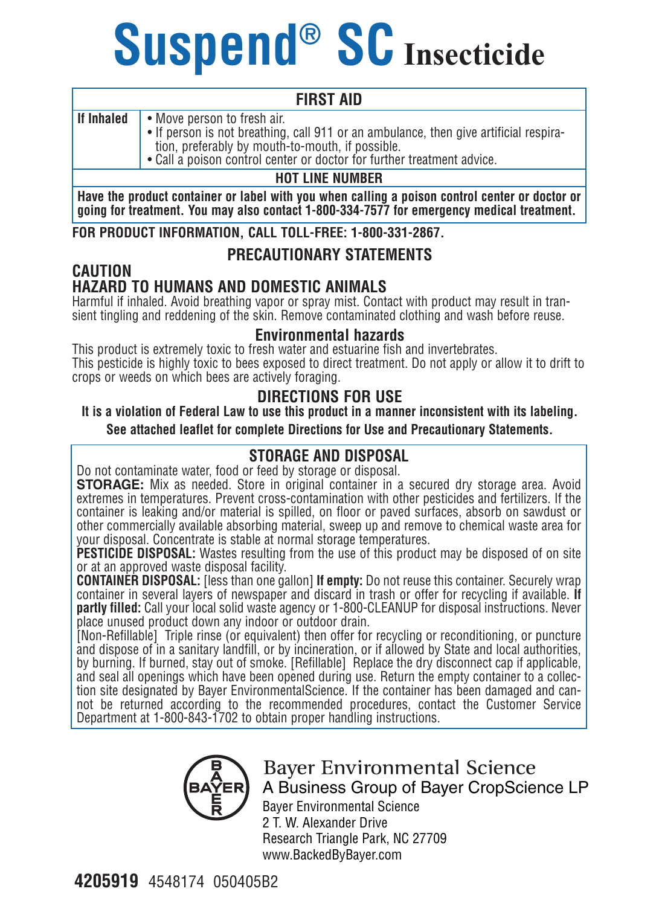# Suspend® SC Insecticide

## FIRST AID

| | |
|---|---|
| **If Inhaled** | • Move person to fresh air.<br>• If person is not breathing, call 911 or an ambulance, then give artificial respiration, preferably by mouth-to-mouth, if possible.<br>• Call a poison control center or doctor for further treatment advice. |

**HOT LINE NUMBER**

**Have the product container or label with you when calling a poison control center or doctor or going for treatment. You may also contact 1-800-334-7577 for emergency medical treatment.**

**FOR PRODUCT INFORMATION, CALL TOLL-FREE: 1-800-331-2867.**

## PRECAUTIONARY STATEMENTS

### CAUTION
### HAZARD TO HUMANS AND DOMESTIC ANIMALS

Harmful if inhaled. Avoid breathing vapor or spray mist. Contact with product may result in transient tingling and reddening of the skin. Remove contaminated clothing and wash before reuse.

### Environmental hazards

This product is extremely toxic to fresh water and estuarine fish and invertebrates.
This pesticide is highly toxic to bees exposed to direct treatment. Do not apply or allow it to drift to crops or weeds on which bees are actively foraging.

## DIRECTIONS FOR USE

**It is a violation of Federal Law to use this product in a manner inconsistent with its labeling.**

**See attached leaflet for complete Directions for Use and Precautionary Statements.**

## STORAGE AND DISPOSAL

Do not contaminate water, food or feed by storage or disposal.

**STORAGE:** Mix as needed. Store in original container in a secured dry storage area. Avoid extremes in temperatures. Prevent cross-contamination with other pesticides and fertilizers. If the container is leaking and/or material is spilled, on floor or paved surfaces, absorb on sawdust or other commercially available absorbing material, sweep up and remove to chemical waste area for your disposal. Concentrate is stable at normal storage temperatures.

**PESTICIDE DISPOSAL:** Wastes resulting from the use of this product may be disposed of on site or at an approved waste disposal facility.

**CONTAINER DISPOSAL:** [less than one gallon] **If empty:** Do not reuse this container. Securely wrap container in several layers of newspaper and discard in trash or offer for recycling if available. **If partly filled:** Call your local solid waste agency or 1-800-CLEANUP for disposal instructions. Never place unused product down any indoor or outdoor drain.

[Non-Refillable] Triple rinse (or equivalent) then offer for recycling or reconditioning, or puncture and dispose of in a sanitary landfill, or by incineration, or if allowed by State and local authorities, by burning. If burned, stay out of smoke. [Refillable] Replace the dry disconnect cap if applicable, and seal all openings which have been opened during use. Return the empty container to a collection site designated by Bayer EnvironmentalScience. If the container has been damaged and cannot be returned according to the recommended procedures, contact the Customer Service Department at 1-800-843-1702 to obtain proper handling instructions.

BAYER

Bayer Environmental Science
A Business Group of Bayer CropScience LP
Bayer Environmental Science
2 T. W. Alexander Drive
Research Triangle Park, NC 27709
www.BackedByBayer.com

**4205919** 4548174 050405B2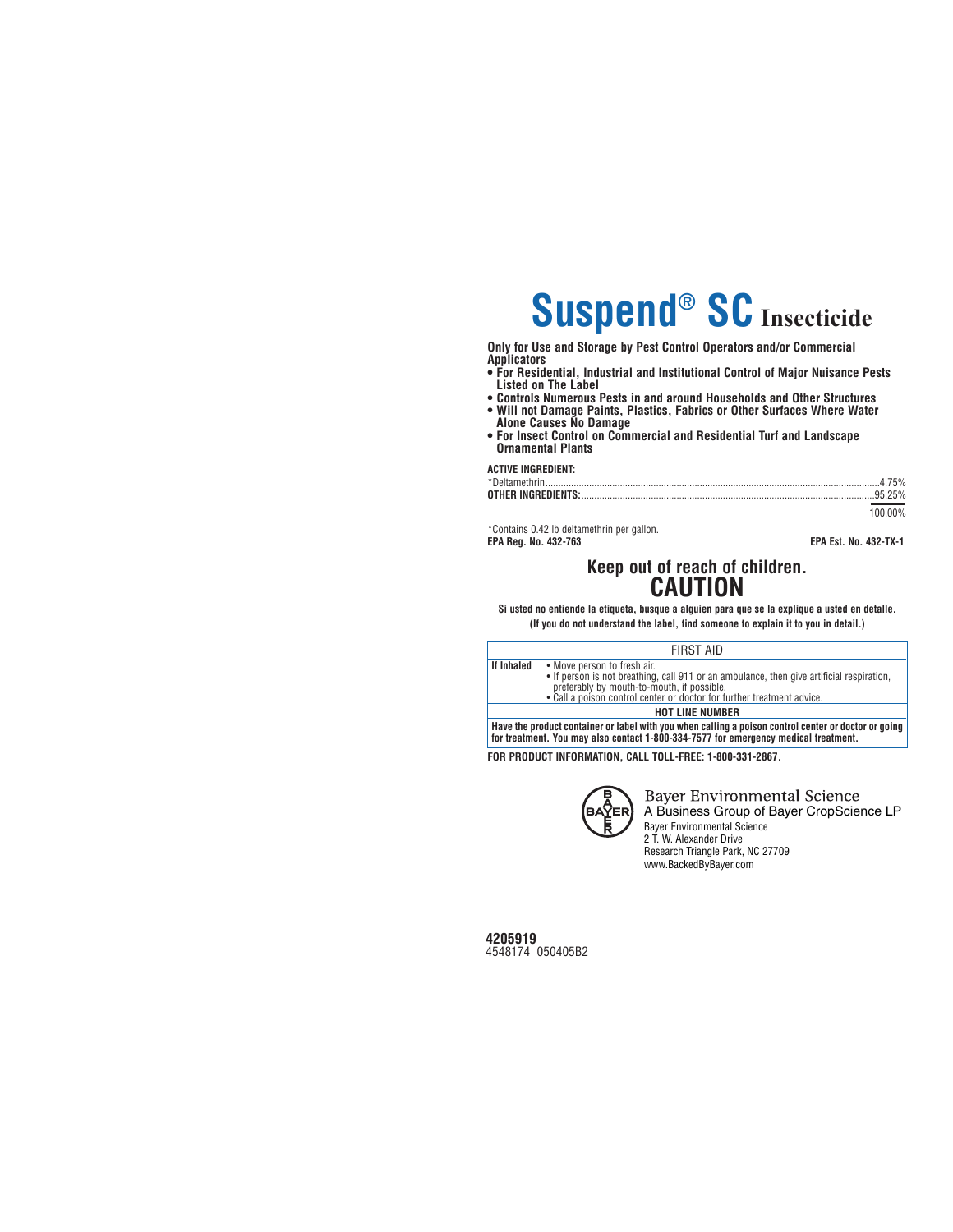# Suspend® SC Insecticide

**Only for Use and Storage by Pest Control Operators and/or Commercial Applicators**

- **For Residential, Industrial and Institutional Control of Major Nuisance Pests Listed on The Label**
- **Controls Numerous Pests in and around Households and Other Structures**
- **Will not Damage Paints, Plastics, Fabrics or Other Surfaces Where Water Alone Causes No Damage**
- **For Insect Control on Commercial and Residential Turf and Landscape Ornamental Plants**

**ACTIVE INGREDIENT:**

| | |
|---|---|
| *Deltamethrin | 4.75% |
| **OTHER INGREDIENTS:** | 95.25% |
| | 100.00% |

*Contains 0.42 lb deltamethrin per gallon.

**EPA Reg. No. 432-763** **EPA Est. No. 432-TX-1**

## Keep out of reach of children.
## CAUTION

**Si usted no entiende la etiqueta, busque a alguien para que se la explique a usted en detalle.**
**(If you do not understand the label, find someone to explain it to you in detail.)**

| FIRST AID | |
|---|---|
| **If Inhaled** | • Move person to fresh air.<br>• If person is not breathing, call 911 or an ambulance, then give artificial respiration, preferably by mouth-to-mouth, if possible.<br>• Call a poison control center or doctor for further treatment advice. |
| **HOT LINE NUMBER** | |
| **Have the product container or label with you when calling a poison control center or doctor or going for treatment. You may also contact 1-800-334-7577 for emergency medical treatment.** | |

**FOR PRODUCT INFORMATION, CALL TOLL-FREE: 1-800-331-2867.**

Bayer Environmental Science
A Business Group of Bayer CropScience LP
Bayer Environmental Science
2 T. W. Alexander Drive
Research Triangle Park, NC 27709
www.BackedByBayer.com

**4205919**
4548174 050405B2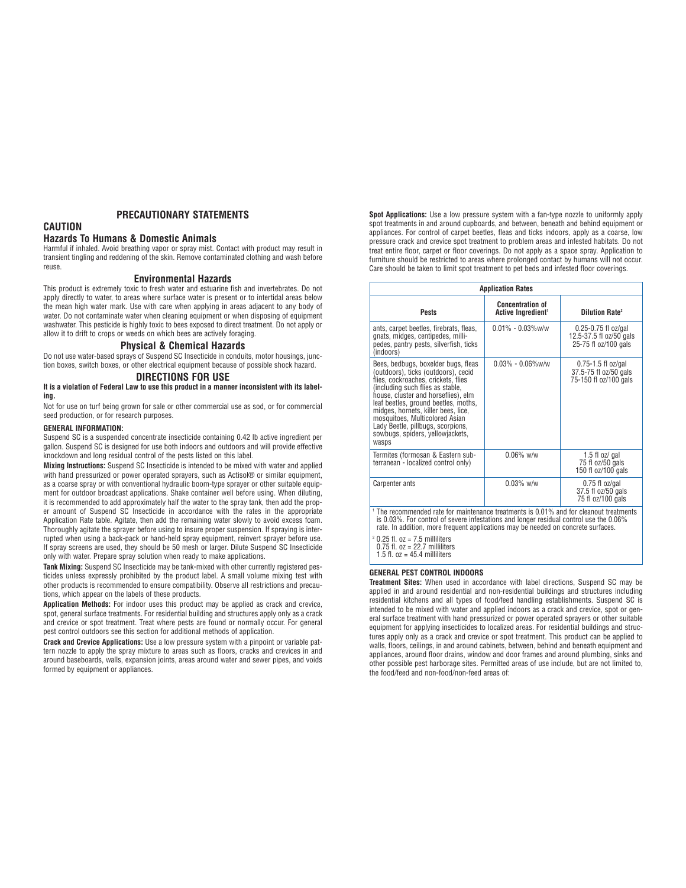## PRECAUTIONARY STATEMENTS

## CAUTION

### Hazards To Humans & Domestic Animals

Harmful if inhaled. Avoid breathing vapor or spray mist. Contact with product may result in transient tingling and reddening of the skin. Remove contaminated clothing and wash before reuse.

### Environmental Hazards

This product is extremely toxic to fresh water and estuarine fish and invertebrates. Do not apply directly to water, to areas where surface water is present or to intertidal areas below the mean high water mark. Use with care when applying in areas adjacent to any body of water. Do not contaminate water when cleaning equipment or when disposing of equipment washwater. This pesticide is highly toxic to bees exposed to direct treatment. Do not apply or allow it to drift to crops or weeds on which bees are actively foraging.

### Physical & Chemical Hazards

Do not use water-based sprays of Suspend SC Insecticide in conduits, motor housings, junction boxes, switch boxes, or other electrical equipment because of possible shock hazard.

## DIRECTIONS FOR USE

**It is a violation of Federal Law to use this product in a manner inconsistent with its labeling.**

Not for use on turf being grown for sale or other commercial use as sod, or for commercial seed production, or for research purposes.

**GENERAL INFORMATION:**

Suspend SC is a suspended concentrate insecticide containing 0.42 lb active ingredient per gallon. Suspend SC is designed for use both indoors and outdoors and will provide effective knockdown and long residual control of the pests listed on this label.

**Mixing Instructions:** Suspend SC Insecticide is intended to be mixed with water and applied with hand pressurized or power operated sprayers, such as Actisol® or similar equipment, as a coarse spray or with conventional hydraulic boom-type sprayer or other suitable equipment for outdoor broadcast applications. Shake container well before using. When diluting, it is recommended to add approximately half the water to the spray tank, then add the proper amount of Suspend SC Insecticide in accordance with the rates in the appropriate Application Rate table. Agitate, then add the remaining water slowly to avoid excess foam. Thoroughly agitate the sprayer before using to insure proper suspension. If spraying is interrupted when using a back-pack or hand-held spray equipment, reinvert sprayer before use. If spray screens are used, they should be 50 mesh or larger. Dilute Suspend SC Insecticide only with water. Prepare spray solution when ready to make applications.

**Tank Mixing:** Suspend SC Insecticide may be tank-mixed with other currently registered pesticides unless expressly prohibited by the product label. A small volume mixing test with other products is recommended to ensure compatibility. Observe all restrictions and precautions, which appear on the labels of these products.

**Application Methods:** For indoor uses this product may be applied as crack and crevice, spot, general surface treatments. For residential building and structures apply only as a crack and crevice or spot treatment. Treat where pests are found or normally occur. For general pest control outdoors see this section for additional methods of application.

**Crack and Crevice Applications:** Use a low pressure system with a pinpoint or variable pattern nozzle to apply the spray mixture to areas such as floors, cracks and crevices in and around baseboards, walls, expansion joints, areas around water and sewer pipes, and voids formed by equipment or appliances.

**Spot Applications:** Use a low pressure system with a fan-type nozzle to uniformly apply spot treatments in and around cupboards, and between, beneath and behind equipment or appliances. For control of carpet beetles, fleas and ticks indoors, apply as a coarse, low pressure crack and crevice spot treatment to problem areas and infested habitats. Do not treat entire floor, carpet or floor coverings. Do not apply as a space spray. Application to furniture should be restricted to areas where prolonged contact by humans will not occur. Care should be taken to limit spot treatment to pet beds and infested floor coverings.

**Application Rates**

| Pests | Concentration of Active Ingredient[1] | Dilution Rate[2] |
|---|---|---|
| ants, carpet beetles, firebrats, fleas, gnats, midges, centipedes, millipedes, pantry pests, silverfish, ticks (indoors) | 0.01% - 0.03%w/w | 0.25-0.75 fl oz/gal<br>12.5-37.5 fl oz/50 gals<br>25-75 fl oz/100 gals |
| Bees, bedbugs, boxelder bugs, fleas (outdoors), ticks (outdoors), cecid flies, cockroaches, crickets, flies (including such flies as stable, house, cluster and horseflies), elm leaf beetles, ground beetles, moths, midges, hornets, killer bees, lice, mosquitoes, Multicolored Asian Lady Beetle, pillbugs, scorpions, sowbugs, spiders, yellowjackets, wasps | 0.03% - 0.06%w/w | 0.75-1.5 fl oz/gal<br>37.5-75 fl oz/50 gals<br>75-150 fl oz/100 gals |
| Termites (formosan & Eastern subterranean - localized control only) | 0.06% w/w | 1.5 fl oz/ gal<br>75 fl oz/50 gals<br>150 fl oz/100 gals |
| Carpenter ants | 0.03% w/w | 0.75 fl oz/gal<br>37.5 fl oz/50 gals<br>75 fl oz/100 gals |

[1] The recommended rate for maintenance treatments is 0.01% and for cleanout treatments is 0.03%. For control of severe infestations and longer residual control use the 0.06% rate. In addition, more frequent applications may be needed on concrete surfaces.

[2] 0.25 fl. oz = 7.5 milliliters
0.75 fl. oz = 22.7 milliliters
1.5 fl. oz = 45.4 milliliters

**GENERAL PEST CONTROL INDOORS**

**Treatment Sites:** When used in accordance with label directions, Suspend SC may be applied in and around residential and non-residential buildings and structures including residential kitchens and all types of food/feed handling establishments. Suspend SC is intended to be mixed with water and applied indoors as a crack and crevice, spot or general surface treatment with hand pressurized or power operated sprayers or other suitable equipment for applying insecticides to localized areas. For residential buildings and structures apply only as a crack and crevice or spot treatment. This product can be applied to walls, floors, ceilings, in and around cabinets, between, behind and beneath equipment and appliances, around floor drains, window and door frames and around plumbing, sinks and other possible pest harborage sites. Permitted areas of use include, but are not limited to, the food/feed and non-food/non-feed areas of: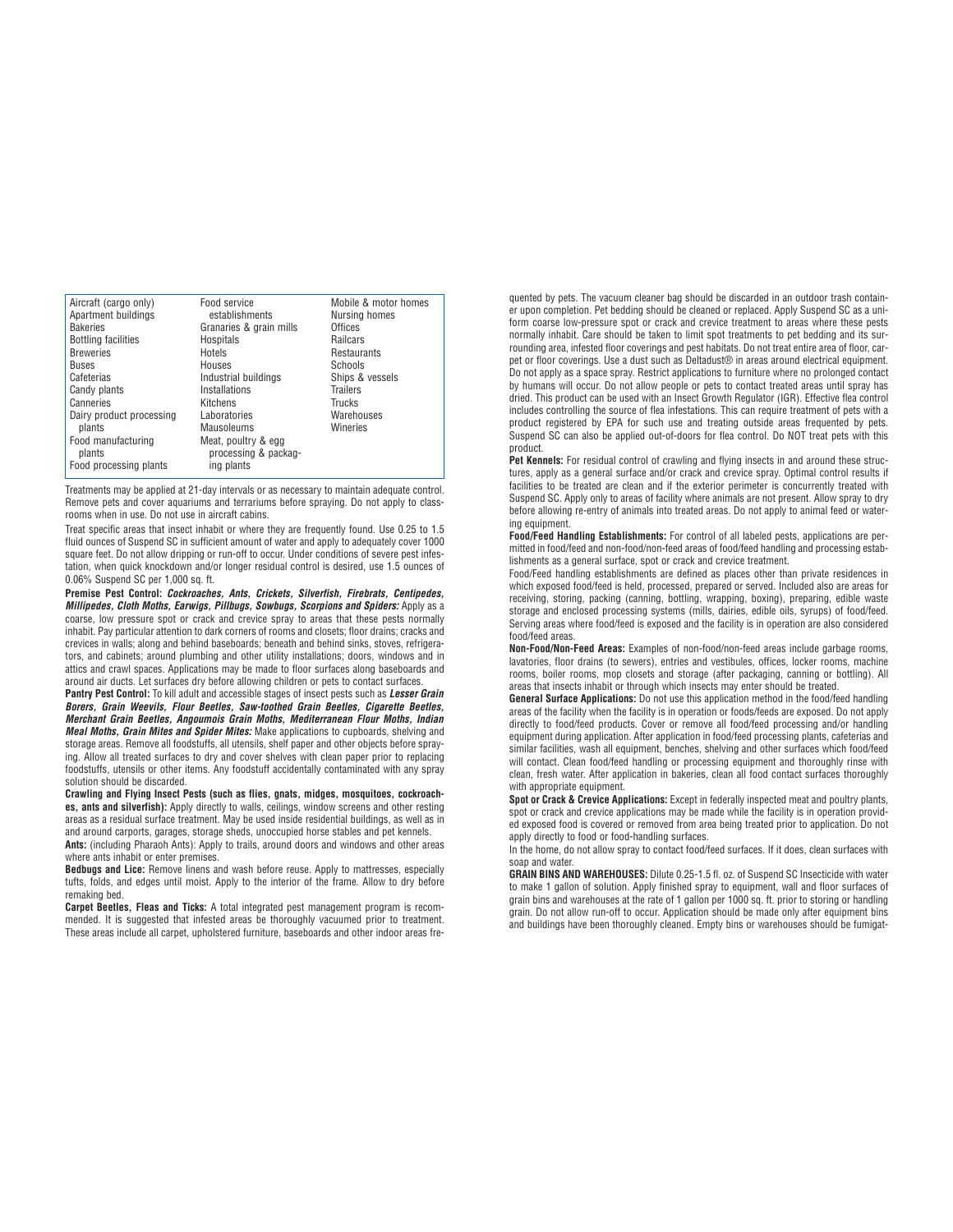| | | |
|---|---|---|
| Aircraft (cargo only) | Food service establishments | Mobile & motor homes |
| Apartment buildings | Granaries & grain mills | Nursing homes |
| Bakeries | Hospitals | Offices |
| Bottling facilities | Hotels | Railcars |
| Breweries | Houses | Restaurants |
| Buses | Industrial buildings | Schools |
| Cafeterias | Installations | Ships & vessels |
| Candy plants | Kitchens | Trailers |
| Canneries | Laboratories | Trucks |
| Dairy product processing plants | Mausoleums | Warehouses |
| Food manufacturing plants | Meat, poultry & egg processing & packaging plants | Wineries |
| Food processing plants | | |

Treatments may be applied at 21-day intervals or as necessary to maintain adequate control. Remove pets and cover aquariums and terrariums before spraying. Do not apply to classrooms when in use. Do not use in aircraft cabins.

Treat specific areas that insect inhabit or where they are frequently found. Use 0.25 to 1.5 fluid ounces of Suspend SC in sufficient amount of water and apply to adequately cover 1000 square feet. Do not allow dripping or run-off to occur. Under conditions of severe pest infestation, when quick knockdown and/or longer residual control is desired, use 1.5 ounces of 0.06% Suspend SC per 1,000 sq. ft.

**Premise Pest Control:** ***Cockroaches, Ants, Crickets, Silverfish, Firebrats, Centipedes, Millipedes, Cloth Moths, Earwigs, Pillbugs, Sowbugs, Scorpions and Spiders:*** Apply as a coarse, low pressure spot or crack and crevice spray to areas that these pests normally inhabit. Pay particular attention to dark corners of rooms and closets; floor drains; cracks and crevices in walls; along and behind baseboards; beneath and behind sinks, stoves, refrigerators, and cabinets; around plumbing and other utility installations; doors, windows and in attics and crawl spaces. Applications may be made to floor surfaces along baseboards and around air ducts. Let surfaces dry before allowing children or pets to contact surfaces.

**Pantry Pest Control:** To kill adult and accessible stages of insect pests such as ***Lesser Grain Borers, Grain Weevils, Flour Beetles, Saw-toothed Grain Beetles, Cigarette Beetles, Merchant Grain Beetles, Angoumois Grain Moths, Mediterranean Flour Moths, Indian Meal Moths, Grain Mites and Spider Mites:*** Make applications to cupboards, shelving and storage areas. Remove all foodstuffs, all utensils, shelf paper and other objects before spraying. Allow all treated surfaces to dry and cover shelves with clean paper prior to replacing foodstuffs, utensils or other items. Any foodstuff accidentally contaminated with any spray solution should be discarded.

**Crawling and Flying Insect Pests (such as flies, gnats, midges, mosquitoes, cockroaches, ants and silverfish):** Apply directly to walls, ceilings, window screens and other resting areas as a residual surface treatment. May be used inside residential buildings, as well as in and around carports, garages, storage sheds, unoccupied horse stables and pet kennels.

**Ants:** (including Pharaoh Ants): Apply to trails, around doors and windows and other areas where ants inhabit or enter premises.

**Bedbugs and Lice:** Remove linens and wash before reuse. Apply to mattresses, especially tufts, folds, and edges until moist. Apply to the interior of the frame. Allow to dry before remaking bed.

**Carpet Beetles, Fleas and Ticks:** A total integrated pest management program is recommended. It is suggested that infested areas be thoroughly vacuumed prior to treatment. These areas include all carpet, upholstered furniture, baseboards and other indoor areas frequented by pets. The vacuum cleaner bag should be discarded in an outdoor trash container upon completion. Pet bedding should be cleaned or replaced. Apply Suspend SC as a uniform coarse low-pressure spot or crack and crevice treatment to areas where these pests normally inhabit. Care should be taken to limit spot treatments to pet bedding and its surrounding area, infested floor coverings and pest habitats. Do not treat entire area of floor, carpet or floor coverings. Use a dust such as Deltadust® in areas around electrical equipment. Do not apply as a space spray. Restrict applications to furniture where no prolonged contact by humans will occur. Do not allow people or pets to contact treated areas until spray has dried. This product can be used with an Insect Growth Regulator (IGR). Effective flea control includes controlling the source of flea infestations. This can require treatment of pets with a product registered by EPA for such use and treating outside areas frequented by pets. Suspend SC can also be applied out-of-doors for flea control. Do NOT treat pets with this product.

**Pet Kennels:** For residual control of crawling and flying insects in and around these structures, apply as a general surface and/or crack and crevice spray. Optimal control results if facilities to be treated are clean and if the exterior perimeter is concurrently treated with Suspend SC. Apply only to areas of facility where animals are not present. Allow spray to dry before allowing re-entry of animals into treated areas. Do not apply to animal feed or watering equipment.

**Food/Feed Handling Establishments:** For control of all labeled pests, applications are permitted in food/feed and non-food/non-feed areas of food/feed handling and processing establishments as a general surface, spot or crack and crevice treatment.

Food/Feed handling establishments are defined as places other than private residences in which exposed food/feed is held, processed, prepared or served. Included also are areas for receiving, storing, packing (canning, bottling, wrapping, boxing), preparing, edible waste storage and enclosed processing systems (mills, dairies, edible oils, syrups) of food/feed. Serving areas where food/feed is exposed and the facility is in operation are also considered food/feed areas.

**Non-Food/Non-Feed Areas:** Examples of non-food/non-feed areas include garbage rooms, lavatories, floor drains (to sewers), entries and vestibules, offices, locker rooms, machine rooms, boiler rooms, mop closets and storage (after packaging, canning or bottling). All areas that insects inhabit or through which insects may enter should be treated.

**General Surface Applications:** Do not use this application method in the food/feed handling areas of the facility when the facility is in operation or foods/feeds are exposed. Do not apply directly to food/feed products. Cover or remove all food/feed processing and/or handling equipment during application. After application in food/feed processing plants, cafeterias and similar facilities, wash all equipment, benches, shelving and other surfaces which food/feed will contact. Clean food/feed handling or processing equipment and thoroughly rinse with clean, fresh water. After application in bakeries, clean all food contact surfaces thoroughly with appropriate equipment.

**Spot or Crack & Crevice Applications:** Except in federally inspected meat and poultry plants, spot or crack and crevice applications may be made while the facility is in operation provided exposed food is covered or removed from area being treated prior to application. Do not apply directly to food or food-handling surfaces.

In the home, do not allow spray to contact food/feed surfaces. If it does, clean surfaces with soap and water.

**GRAIN BINS AND WAREHOUSES:** Dilute 0.25-1.5 fl. oz. of Suspend SC Insecticide with water to make 1 gallon of solution. Apply finished spray to equipment, wall and floor surfaces of grain bins and warehouses at the rate of 1 gallon per 1000 sq. ft. prior to storing or handling grain. Do not allow run-off to occur. Application should be made only after equipment bins and buildings have been thoroughly cleaned. Empty bins or warehouses should be fumigat-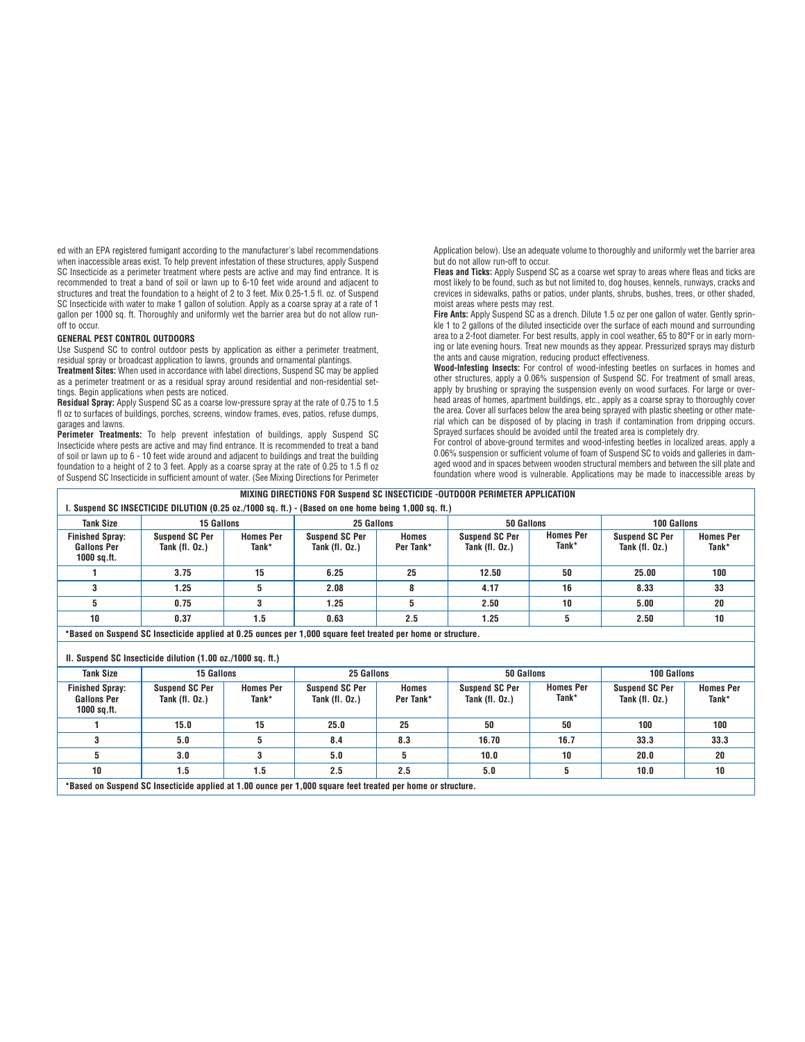ed with an EPA registered fumigant according to the manufacturer's label recommendations when inaccessible areas exist. To help prevent infestation of these structures, apply Suspend SC Insecticide as a perimeter treatment where pests are active and may find entrance. It is recommended to treat a band of soil or lawn up to 6-10 feet wide around and adjacent to structures and treat the foundation to a height of 2 to 3 feet. Mix 0.25-1.5 fl. oz. of Suspend SC Insecticide with water to make 1 gallon of solution. Apply as a coarse spray at a rate of 1 gallon per 1000 sq. ft. Thoroughly and uniformly wet the barrier area but do not allow run-off to occur.

**GENERAL PEST CONTROL OUTDOORS**

Use Suspend SC to control outdoor pests by application as either a perimeter treatment, residual spray or broadcast application to lawns, grounds and ornamental plantings.

**Treatment Sites:** When used in accordance with label directions, Suspend SC may be applied as a perimeter treatment or as a residual spray around residential and non-residential settings. Begin applications when pests are noticed.

**Residual Spray:** Apply Suspend SC as a coarse low-pressure spray at the rate of 0.75 to 1.5 fl oz to surfaces of buildings, porches, screens, window frames, eves, patios, refuse dumps, garages and lawns.

**Perimeter Treatments:** To help prevent infestation of buildings, apply Suspend SC Insecticide where pests are active and may find entrance. It is recommended to treat a band of soil or lawn up to 6 - 10 feet wide around and adjacent to buildings and treat the building foundation to a height of 2 to 3 feet. Apply as a coarse spray at the rate of 0.25 to 1.5 fl oz of Suspend SC Insecticide in sufficient amount of water. (See Mixing Directions for Perimeter Application below). Use an adequate volume to thoroughly and uniformly wet the barrier area but do not allow run-off to occur.

**Fleas and Ticks:** Apply Suspend SC as a coarse wet spray to areas where fleas and ticks are most likely to be found, such as but not limited to, dog houses, kennels, runways, cracks and crevices in sidewalks, paths or patios, under plants, shrubs, bushes, trees, or other shaded, moist areas where pests may rest.

**Fire Ants:** Apply Suspend SC as a drench. Dilute 1.5 oz per one gallon of water. Gently sprinkle 1 to 2 gallons of the diluted insecticide over the surface of each mound and surrounding area to a 2-foot diameter. For best results, apply in cool weather, 65 to 80°F or in early morning or late evening hours. Treat new mounds as they appear. Pressurized sprays may disturb the ants and cause migration, reducing product effectiveness.

**Wood-Infesting Insects:** For control of wood-infesting beetles on surfaces in homes and other structures, apply a 0.06% suspension of Suspend SC. For treatment of small areas, apply by brushing or spraying the suspension evenly on wood surfaces. For large or overhead areas of homes, apartment buildings, etc., apply as a coarse spray to thoroughly cover the area. Cover all surfaces below the area being sprayed with plastic sheeting or other material which can be disposed of by placing in trash if contamination from dripping occurs. Sprayed surfaces should be avoided until the treated area is completely dry.

For control of above-ground termites and wood-infesting beetles in localized areas, apply a 0.06% suspension or sufficient volume of foam of Suspend SC to voids and galleries in damaged wood and in spaces between wooden structural members and between the sill plate and foundation where wood is vulnerable. Applications may be made to inaccessible areas by

**MIXING DIRECTIONS FOR Suspend SC INSECTICIDE -OUTDOOR PERIMETER APPLICATION**

**I. Suspend SC INSECTICIDE DILUTION (0.25 oz./1000 sq. ft.) - (Based on one home being 1,000 sq. ft.)**

| Tank Size | 15 Gallons | | 25 Gallons | | 50 Gallons | | 100 Gallons | |
|---|---|---|---|---|---|---|---|---|
| Finished Spray: Gallons Per 1000 sq.ft. | Suspend SC Per Tank (fl. Oz.) | Homes Per Tank* | Suspend SC Per Tank (fl. Oz.) | Homes Per Tank* | Suspend SC Per Tank (fl. Oz.) | Homes Per Tank* | Suspend SC Per Tank (fl. Oz.) | Homes Per Tank* |
| 1 | 3.75 | 15 | 6.25 | 25 | 12.50 | 50 | 25.00 | 100 |
| 3 | 1.25 | 5 | 2.08 | 8 | 4.17 | 16 | 8.33 | 33 |
| 5 | 0.75 | 3 | 1.25 | 5 | 2.50 | 10 | 5.00 | 20 |
| 10 | 0.37 | 1.5 | 0.63 | 2.5 | 1.25 | 5 | 2.50 | 10 |

*Based on Suspend SC Insecticide applied at 0.25 ounces per 1,000 square feet treated per home or structure.

**II. Suspend SC Insecticide dilution (1.00 oz./1000 sq. ft.)**

| Tank Size | 15 Gallons | | 25 Gallons | | 50 Gallons | | 100 Gallons | |
|---|---|---|---|---|---|---|---|---|
| Finished Spray: Gallons Per 1000 sq.ft. | Suspend SC Per Tank (fl. Oz.) | Homes Per Tank* | Suspend SC Per Tank (fl. Oz.) | Homes Per Tank* | Suspend SC Per Tank (fl. Oz.) | Homes Per Tank* | Suspend SC Per Tank (fl. Oz.) | Homes Per Tank* |
| 1 | 15.0 | 15 | 25.0 | 25 | 50 | 50 | 100 | 100 |
| 3 | 5.0 | 5 | 8.4 | 8.3 | 16.70 | 16.7 | 33.3 | 33.3 |
| 5 | 3.0 | 3 | 5.0 | 5 | 10.0 | 10 | 20.0 | 20 |
| 10 | 1.5 | 1.5 | 2.5 | 2.5 | 5.0 | 5 | 10.0 | 10 |

*Based on Suspend SC Insecticide applied at 1.00 ounce per 1,000 square feet treated per home or structure.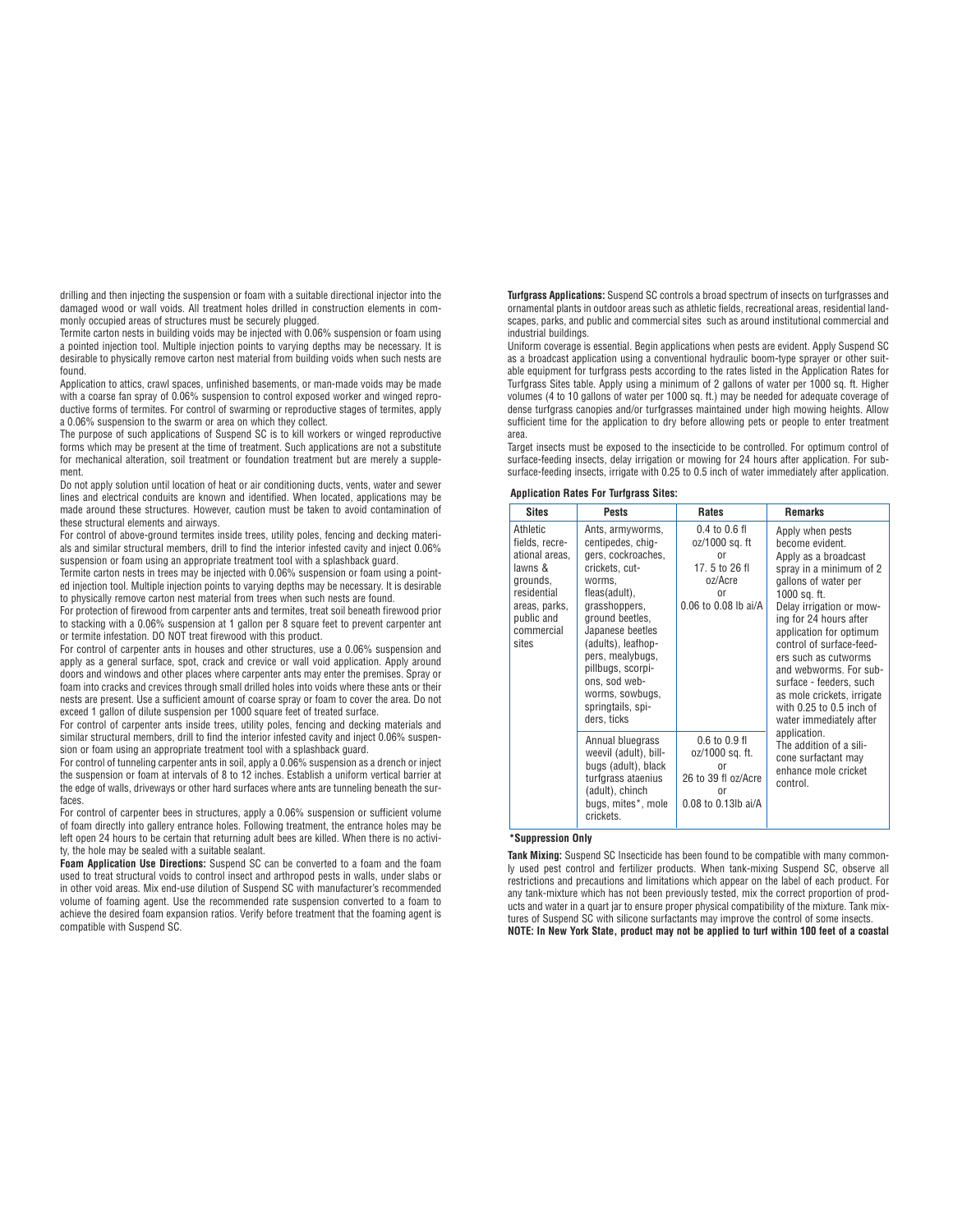drilling and then injecting the suspension or foam with a suitable directional injector into the damaged wood or wall voids. All treatment holes drilled in construction elements in commonly occupied areas of structures must be securely plugged.

Termite carton nests in building voids may be injected with 0.06% suspension or foam using a pointed injection tool. Multiple injection points to varying depths may be necessary. It is desirable to physically remove carton nest material from building voids when such nests are found.

Application to attics, crawl spaces, unfinished basements, or man-made voids may be made with a coarse fan spray of 0.06% suspension to control exposed worker and winged reproductive forms of termites. For control of swarming or reproductive stages of termites, apply a 0.06% suspension to the swarm or area on which they collect.

The purpose of such applications of Suspend SC is to kill workers or winged reproductive forms which may be present at the time of treatment. Such applications are not a substitute for mechanical alteration, soil treatment or foundation treatment but are merely a supplement.

Do not apply solution until location of heat or air conditioning ducts, vents, water and sewer lines and electrical conduits are known and identified. When located, applications may be made around these structures. However, caution must be taken to avoid contamination of these structural elements and airways.

For control of above-ground termites inside trees, utility poles, fencing and decking materials and similar structural members, drill to find the interior infested cavity and inject 0.06% suspension or foam using an appropriate treatment tool with a splashback guard.

Termite carton nests in trees may be injected with 0.06% suspension or foam using a pointed injection tool. Multiple injection points to varying depths may be necessary. It is desirable to physically remove carton nest material from trees when such nests are found.

For protection of firewood from carpenter ants and termites, treat soil beneath firewood prior to stacking with a 0.06% suspension at 1 gallon per 8 square feet to prevent carpenter ant or termite infestation. DO NOT treat firewood with this product.

For control of carpenter ants in houses and other structures, use a 0.06% suspension and apply as a general surface, spot, crack and crevice or wall void application. Apply around doors and windows and other places where carpenter ants may enter the premises. Spray or foam into cracks and crevices through small drilled holes into voids where these ants or their nests are present. Use a sufficient amount of coarse spray or foam to cover the area. Do not exceed 1 gallon of dilute suspension per 1000 square feet of treated surface.

For control of carpenter ants inside trees, utility poles, fencing and decking materials and similar structural members, drill to find the interior infested cavity and inject 0.06% suspension or foam using an appropriate treatment tool with a splashback guard.

For control of tunneling carpenter ants in soil, apply a 0.06% suspension as a drench or inject the suspension or foam at intervals of 8 to 12 inches. Establish a uniform vertical barrier at the edge of walls, driveways or other hard surfaces where ants are tunneling beneath the surfaces.

For control of carpenter bees in structures, apply a 0.06% suspension or sufficient volume of foam directly into gallery entrance holes. Following treatment, the entrance holes may be left open 24 hours to be certain that returning adult bees are killed. When there is no activity, the hole may be sealed with a suitable sealant.

**Foam Application Use Directions:** Suspend SC can be converted to a foam and the foam used to treat structural voids to control insect and arthropod pests in walls, under slabs or in other void areas. Mix end-use dilution of Suspend SC with manufacturer's recommended volume of foaming agent. Use the recommended rate suspension converted to a foam to achieve the desired foam expansion ratios. Verify before treatment that the foaming agent is compatible with Suspend SC.

**Turfgrass Applications:** Suspend SC controls a broad spectrum of insects on turfgrasses and ornamental plants in outdoor areas such as athletic fields, recreational areas, residential landscapes, parks, and public and commercial sites such as around institutional commercial and industrial buildings.

Uniform coverage is essential. Begin applications when pests are evident. Apply Suspend SC as a broadcast application using a conventional hydraulic boom-type sprayer or other suitable equipment for turfgrass pests according to the rates listed in the Application Rates for Turfgrass Sites table. Apply using a minimum of 2 gallons of water per 1000 sq. ft. Higher volumes (4 to 10 gallons of water per 1000 sq. ft.) may be needed for adequate coverage of dense turfgrass canopies and/or turfgrasses maintained under high mowing heights. Allow sufficient time for the application to dry before allowing pets or people to enter treatment area.

Target insects must be exposed to the insecticide to be controlled. For optimum control of surface-feeding insects, delay irrigation or mowing for 24 hours after application. For subsurface-feeding insects, irrigate with 0.25 to 0.5 inch of water immediately after application.

**Application Rates For Turfgrass Sites:**

| Sites | Pests | Rates | Remarks |
|---|---|---|---|
| Athletic fields, recreational areas, lawns & grounds, residential areas, parks, public and commercial sites | Ants, armyworms, centipedes, chiggers, cockroaches, crickets, cutworms, fleas(adult), grasshoppers, ground beetles, Japanese beetles (adults), leafhoppers, mealybugs, pillbugs, scorpions, sod webworms, sowbugs, springtails, spiders, ticks | 0.4 to 0.6 fl oz/1000 sq. ft or 17. 5 to 26 fl oz/Acre or 0.06 to 0.08 lb ai/A | Apply when pests become evident. Apply as a broadcast spray in a minimum of 2 gallons of water per 1000 sq. ft. Delay irrigation or mowing for 24 hours after application for optimum control of surface-feeders such as cutworms and webworms. For subsurface - feeders, such as mole crickets, irrigate with 0.25 to 0.5 inch of water immediately after application. The addition of a silicone surfactant may enhance mole cricket control. |
| | Annual bluegrass weevil (adult), billbugs (adult), black turfgrass ataenius (adult), chinch bugs, mites*, mole crickets. | 0.6 to 0.9 fl oz/1000 sq. ft. or 26 to 39 fl oz/Acre or 0.08 to 0.13lb ai/A | |

**\*Suppression Only**

**Tank Mixing:** Suspend SC Insecticide has been found to be compatible with many commonly used pest control and fertilizer products. When tank-mixing Suspend SC, observe all restrictions and precautions and limitations which appear on the label of each product. For any tank-mixture which has not been previously tested, mix the correct proportion of products and water in a quart jar to ensure proper physical compatibility of the mixture. Tank mixtures of Suspend SC with silicone surfactants may improve the control of some insects.

**NOTE: In New York State, product may not be applied to turf within 100 feet of a coastal**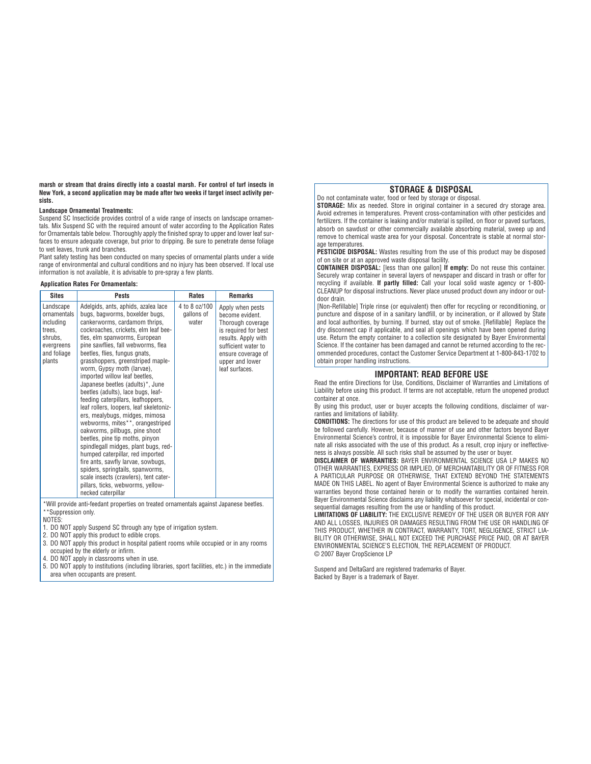**marsh or stream that drains directly into a coastal marsh. For control of turf insects in New York, a second application may be made after two weeks if target insect activity persists.**

**Landscape Ornamental Treatments:**

Suspend SC Insecticide provides control of a wide range of insects on landscape ornamentals. Mix Suspend SC with the required amount of water according to the Application Rates for Ornamentals table below. Thoroughly apply the finished spray to upper and lower leaf surfaces to ensure adequate coverage, but prior to dripping. Be sure to penetrate dense foliage to wet leaves, trunk and branches.

Plant safety testing has been conducted on many species of ornamental plants under a wide range of environmental and cultural conditions and no injury has been observed. If local use information is not available, it is advisable to pre-spray a few plants.

**Application Rates For Ornamentals:**

| Sites | Pests | Rates | Remarks |
|---|---|---|---|
| Landscape ornamentals including trees, shrubs, evergreens and foliage plants | Adelgids, ants, aphids, azalea lace bugs, bagworms, boxelder bugs, cankerworms, cardamom thrips, cockroaches, crickets, elm leaf beetles, elm spanworms, European pine sawflies, fall webworms, flea beetles, flies, fungus gnats, grasshoppers, greenstriped mapleworm, Gypsy moth (larvae), imported willow leaf beetles, Japanese beetles (adults)*, June beetles (adults), lace bugs, leaf-feeding caterpillars, leafhoppers, leaf rollers, loopers, leaf skeletonizers, mealybugs, midges, mimosa webworms, mites**, orangestriped oakworms, pillbugs, pine shoot beetles, pine tip moths, pinyon spindlegall midges, plant bugs, redhumped caterpillar, red imported fire ants, sawfly larvae, sowbugs, spiders, springtails, spanworms, scale insects (crawlers), tent caterpillars, ticks, webworms, yellownecked caterpillar | 4 to 8 oz/100 gallons of water | Apply when pests become evident. Thorough coverage is required for best results. Apply with sufficient water to ensure coverage of upper and lower leaf surfaces. |

*Will provide anti-feedant properties on treated ornamentals against Japanese beetles.

**Suppression only.

NOTES:

1. DO NOT apply Suspend SC through any type of irrigation system.
2. DO NOT apply this product to edible crops.
3. DO NOT apply this product in hospital patient rooms while occupied or in any rooms occupied by the elderly or infirm.
4. DO NOT apply in classrooms when in use.
5. DO NOT apply to institutions (including libraries, sport facilities, etc.) in the immediate area when occupants are present.

## STORAGE & DISPOSAL

Do not contaminate water, food or feed by storage or disposal.

**STORAGE:** Mix as needed. Store in original container in a secured dry storage area. Avoid extremes in temperatures. Prevent cross-contamination with other pesticides and fertilizers. If the container is leaking and/or material is spilled, on floor or paved surfaces, absorb on sawdust or other commercially available absorbing material, sweep up and remove to chemical waste area for your disposal. Concentrate is stable at normal storage temperatures.

**PESTICIDE DISPOSAL:** Wastes resulting from the use of this product may be disposed of on site or at an approved waste disposal facility.

**CONTAINER DISPOSAL:** [less than one gallon] **If empty:** Do not reuse this container. Securely wrap container in several layers of newspaper and discard in trash or offer for recycling if available. **If partly filled:** Call your local solid waste agency or 1-800-CLEANUP for disposal instructions. Never place unused product down any indoor or outdoor drain.

[Non-Refillable] Triple rinse (or equivalent) then offer for recycling or reconditioning, or puncture and dispose of in a sanitary landfill, or by incineration, or if allowed by State and local authorities, by burning. If burned, stay out of smoke. [Refillable] Replace the dry disconnect cap if applicable, and seal all openings which have been opened during use. Return the empty container to a collection site designated by Bayer Environmental Science. If the container has been damaged and cannot be returned according to the recommended procedures, contact the Customer Service Department at 1-800-843-1702 to obtain proper handling instructions.

## IMPORTANT: READ BEFORE USE

Read the entire Directions for Use, Conditions, Disclaimer of Warranties and Limitations of Liability before using this product. If terms are not acceptable, return the unopened product container at once.

By using this product, user or buyer accepts the following conditions, disclaimer of warranties and limitations of liability.

**CONDITIONS:** The directions for use of this product are believed to be adequate and should be followed carefully. However, because of manner of use and other factors beyond Bayer Environmental Science's control, it is impossible for Bayer Environmental Science to eliminate all risks associated with the use of this product. As a result, crop injury or ineffectiveness is always possible. All such risks shall be assumed by the user or buyer.

**DISCLAIMER OF WARRANTIES:** BAYER ENVIRONMENTAL SCIENCE USA LP MAKES NO OTHER WARRANTIES, EXPRESS OR IMPLIED, OF MERCHANTABILITY OR OF FITNESS FOR A PARTICULAR PURPOSE OR OTHERWISE, THAT EXTEND BEYOND THE STATEMENTS MADE ON THIS LABEL. No agent of Bayer Environmental Science is authorized to make any warranties beyond those contained herein or to modify the warranties contained herein. Bayer Environmental Science disclaims any liability whatsoever for special, incidental or consequential damages resulting from the use or handling of this product.

**LIMITATIONS OF LIABILITY:** THE EXCLUSIVE REMEDY OF THE USER OR BUYER FOR ANY AND ALL LOSSES, INJURIES OR DAMAGES RESULTING FROM THE USE OR HANDLING OF THIS PRODUCT, WHETHER IN CONTRACT, WARRANTY, TORT, NEGLIGENCE, STRICT LIABILITY OR OTHERWISE, SHALL NOT EXCEED THE PURCHASE PRICE PAID, OR AT BAYER ENVIRONMENTAL SCIENCE'S ELECTION, THE REPLACEMENT OF PRODUCT.

© 2007 Bayer CropScience LP

Suspend and DeltaGard are registered trademarks of Bayer.

Backed by Bayer is a trademark of Bayer.